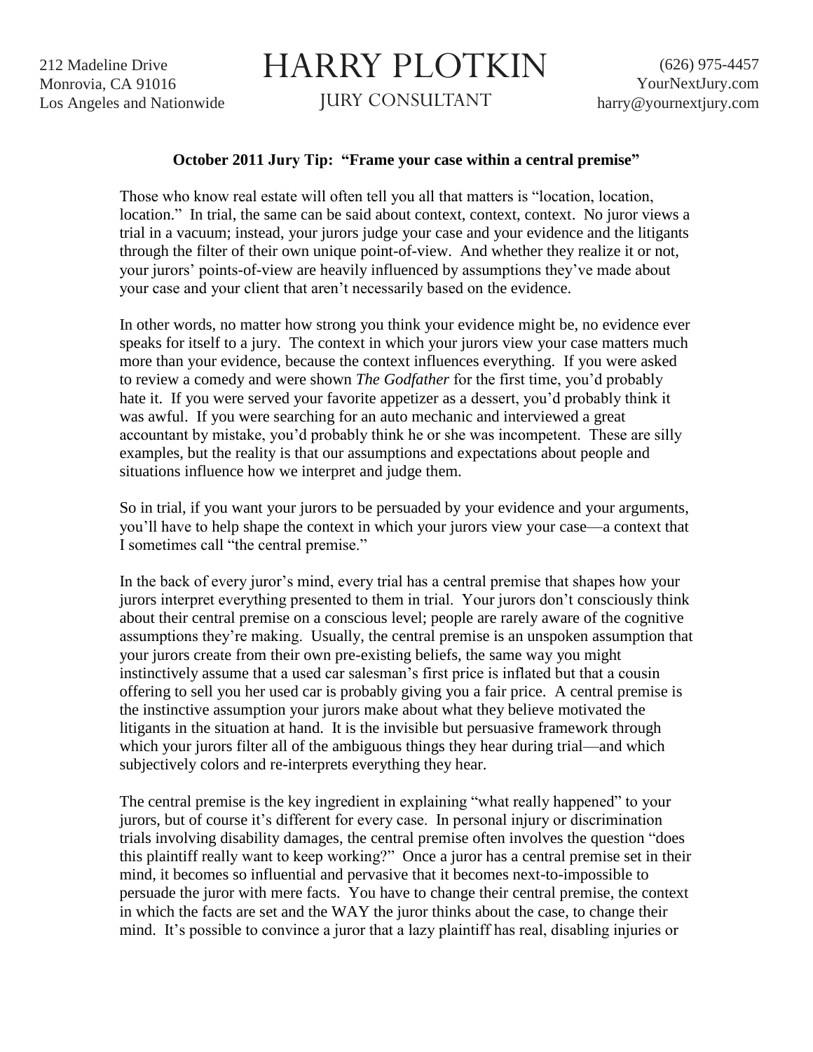212 Madeline Drive
Monrovia, CA 91016
Los Angeles and Nationwide

# HARRY PLOTKIN

JURY CONSULTANT

(626) 975-4457
YourNextJury.com
harry@yournextjury.com

**October 2011 Jury Tip: "Frame your case within a central premise"**

Those who know real estate will often tell you all that matters is "location, location, location." In trial, the same can be said about context, context, context. No juror views a trial in a vacuum; instead, your jurors judge your case and your evidence and the litigants through the filter of their own unique point-of-view. And whether they realize it or not, your jurors' points-of-view are heavily influenced by assumptions they've made about your case and your client that aren't necessarily based on the evidence.

In other words, no matter how strong you think your evidence might be, no evidence ever speaks for itself to a jury. The context in which your jurors view your case matters much more than your evidence, because the context influences everything. If you were asked to review a comedy and were shown *The Godfather* for the first time, you'd probably hate it. If you were served your favorite appetizer as a dessert, you'd probably think it was awful. If you were searching for an auto mechanic and interviewed a great accountant by mistake, you'd probably think he or she was incompetent. These are silly examples, but the reality is that our assumptions and expectations about people and situations influence how we interpret and judge them.

So in trial, if you want your jurors to be persuaded by your evidence and your arguments, you'll have to help shape the context in which your jurors view your case—a context that I sometimes call "the central premise."

In the back of every juror's mind, every trial has a central premise that shapes how your jurors interpret everything presented to them in trial. Your jurors don't consciously think about their central premise on a conscious level; people are rarely aware of the cognitive assumptions they're making. Usually, the central premise is an unspoken assumption that your jurors create from their own pre-existing beliefs, the same way you might instinctively assume that a used car salesman's first price is inflated but that a cousin offering to sell you her used car is probably giving you a fair price. A central premise is the instinctive assumption your jurors make about what they believe motivated the litigants in the situation at hand. It is the invisible but persuasive framework through which your jurors filter all of the ambiguous things they hear during trial—and which subjectively colors and re-interprets everything they hear.

The central premise is the key ingredient in explaining "what really happened" to your jurors, but of course it's different for every case. In personal injury or discrimination trials involving disability damages, the central premise often involves the question "does this plaintiff really want to keep working?" Once a juror has a central premise set in their mind, it becomes so influential and pervasive that it becomes next-to-impossible to persuade the juror with mere facts. You have to change their central premise, the context in which the facts are set and the WAY the juror thinks about the case, to change their mind. It's possible to convince a juror that a lazy plaintiff has real, disabling injuries or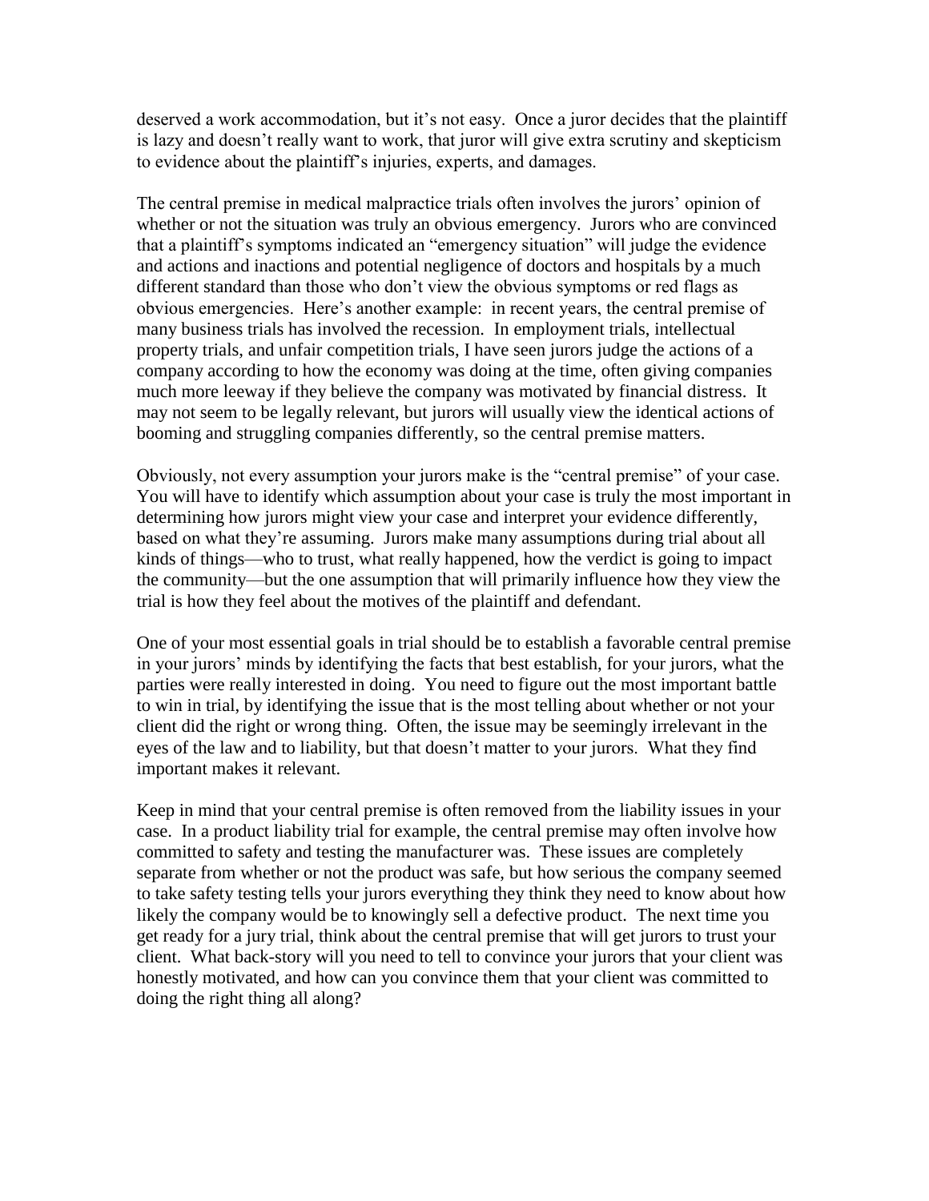deserved a work accommodation, but it's not easy. Once a juror decides that the plaintiff is lazy and doesn't really want to work, that juror will give extra scrutiny and skepticism to evidence about the plaintiff's injuries, experts, and damages.

The central premise in medical malpractice trials often involves the jurors' opinion of whether or not the situation was truly an obvious emergency. Jurors who are convinced that a plaintiff's symptoms indicated an "emergency situation" will judge the evidence and actions and inactions and potential negligence of doctors and hospitals by a much different standard than those who don't view the obvious symptoms or red flags as obvious emergencies. Here's another example: in recent years, the central premise of many business trials has involved the recession. In employment trials, intellectual property trials, and unfair competition trials, I have seen jurors judge the actions of a company according to how the economy was doing at the time, often giving companies much more leeway if they believe the company was motivated by financial distress. It may not seem to be legally relevant, but jurors will usually view the identical actions of booming and struggling companies differently, so the central premise matters.

Obviously, not every assumption your jurors make is the "central premise" of your case. You will have to identify which assumption about your case is truly the most important in determining how jurors might view your case and interpret your evidence differently, based on what they're assuming. Jurors make many assumptions during trial about all kinds of things—who to trust, what really happened, how the verdict is going to impact the community—but the one assumption that will primarily influence how they view the trial is how they feel about the motives of the plaintiff and defendant.

One of your most essential goals in trial should be to establish a favorable central premise in your jurors' minds by identifying the facts that best establish, for your jurors, what the parties were really interested in doing. You need to figure out the most important battle to win in trial, by identifying the issue that is the most telling about whether or not your client did the right or wrong thing. Often, the issue may be seemingly irrelevant in the eyes of the law and to liability, but that doesn't matter to your jurors. What they find important makes it relevant.

Keep in mind that your central premise is often removed from the liability issues in your case. In a product liability trial for example, the central premise may often involve how committed to safety and testing the manufacturer was. These issues are completely separate from whether or not the product was safe, but how serious the company seemed to take safety testing tells your jurors everything they think they need to know about how likely the company would be to knowingly sell a defective product. The next time you get ready for a jury trial, think about the central premise that will get jurors to trust your client. What back-story will you need to tell to convince your jurors that your client was honestly motivated, and how can you convince them that your client was committed to doing the right thing all along?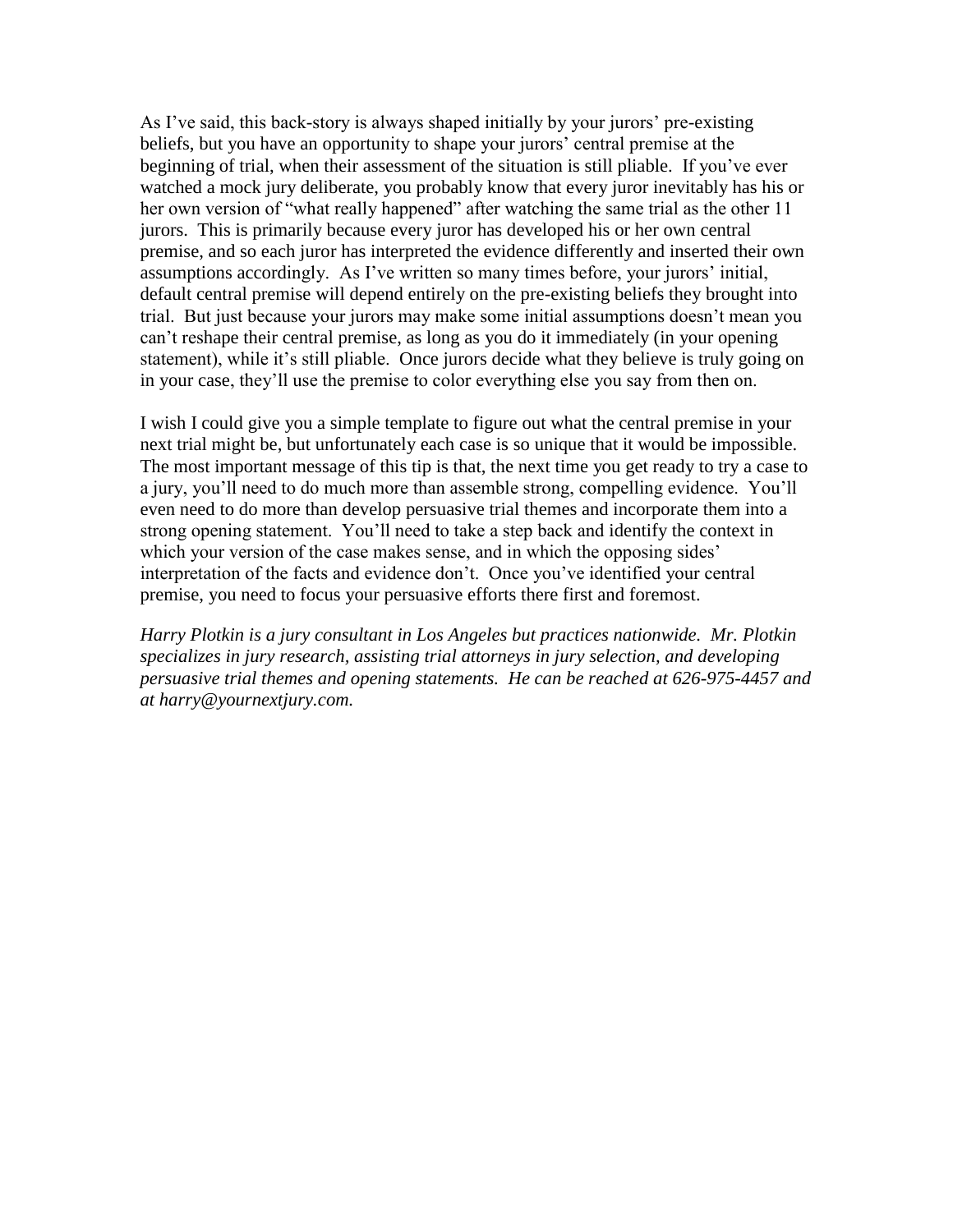As I've said, this back-story is always shaped initially by your jurors' pre-existing beliefs, but you have an opportunity to shape your jurors' central premise at the beginning of trial, when their assessment of the situation is still pliable. If you've ever watched a mock jury deliberate, you probably know that every juror inevitably has his or her own version of "what really happened" after watching the same trial as the other 11 jurors. This is primarily because every juror has developed his or her own central premise, and so each juror has interpreted the evidence differently and inserted their own assumptions accordingly. As I've written so many times before, your jurors' initial, default central premise will depend entirely on the pre-existing beliefs they brought into trial. But just because your jurors may make some initial assumptions doesn't mean you can't reshape their central premise, as long as you do it immediately (in your opening statement), while it's still pliable. Once jurors decide what they believe is truly going on in your case, they'll use the premise to color everything else you say from then on.

I wish I could give you a simple template to figure out what the central premise in your next trial might be, but unfortunately each case is so unique that it would be impossible. The most important message of this tip is that, the next time you get ready to try a case to a jury, you'll need to do much more than assemble strong, compelling evidence. You'll even need to do more than develop persuasive trial themes and incorporate them into a strong opening statement. You'll need to take a step back and identify the context in which your version of the case makes sense, and in which the opposing sides' interpretation of the facts and evidence don't. Once you've identified your central premise, you need to focus your persuasive efforts there first and foremost.

*Harry Plotkin is a jury consultant in Los Angeles but practices nationwide. Mr. Plotkin specializes in jury research, assisting trial attorneys in jury selection, and developing persuasive trial themes and opening statements. He can be reached at 626-975-4457 and at harry@yournextjury.com.*